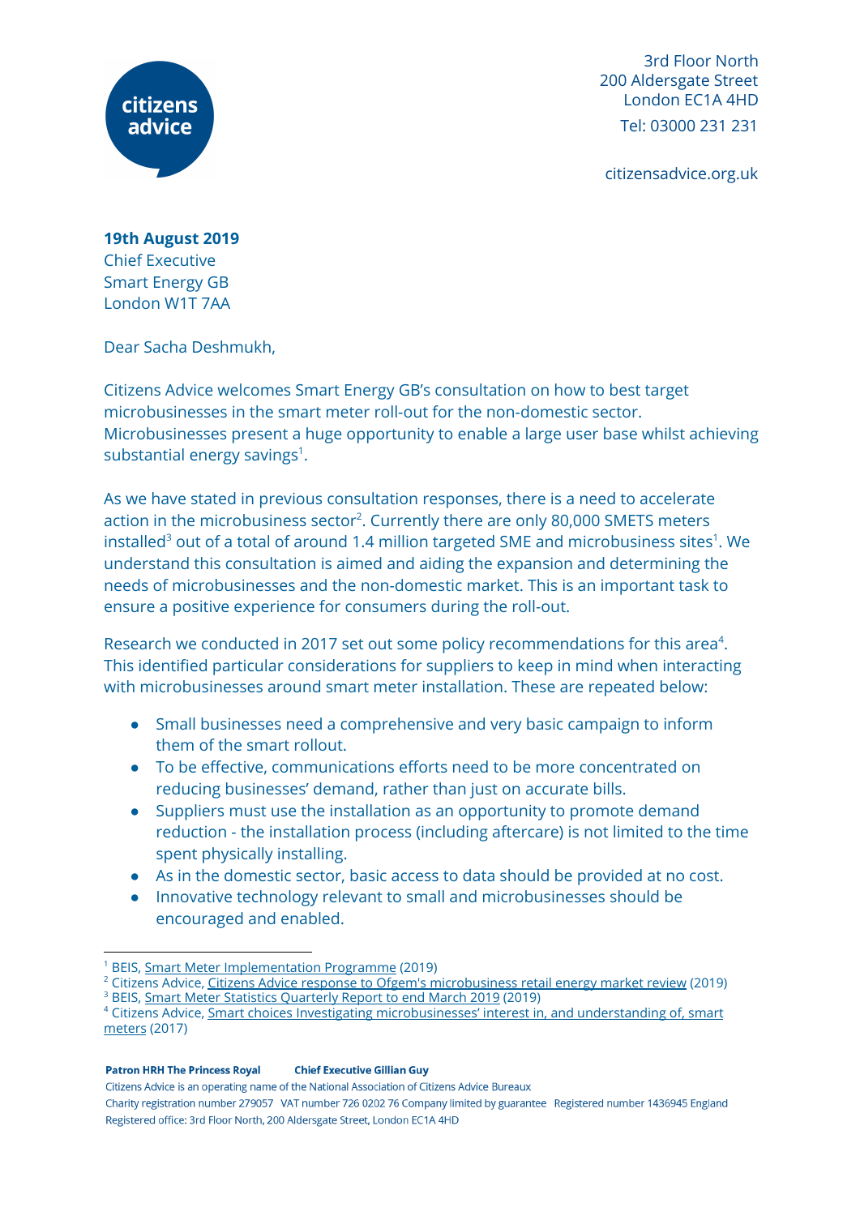3rd Floor North
200 Aldersgate Street
London EC1A 4HD
Tel: 03000 231 231

citizensadvice.org.uk

**19th August 2019**
Chief Executive
Smart Energy GB
London W1T 7AA

Dear Sacha Deshmukh,

Citizens Advice welcomes Smart Energy GB's consultation on how to best target microbusinesses in the smart meter roll-out for the non-domestic sector. Microbusinesses present a huge opportunity to enable a large user base whilst achieving substantial energy savings[1].

As we have stated in previous consultation responses, there is a need to accelerate action in the microbusiness sector[2]. Currently there are only 80,000 SMETS meters installed[3] out of a total of around 1.4 million targeted SME and microbusiness sites[1]. We understand this consultation is aimed and aiding the expansion and determining the needs of microbusinesses and the non-domestic market. This is an important task to ensure a positive experience for consumers during the roll-out.

Research we conducted in 2017 set out some policy recommendations for this area[4]. This identified particular considerations for suppliers to keep in mind when interacting with microbusinesses around smart meter installation. These are repeated below:

- Small businesses need a comprehensive and very basic campaign to inform them of the smart rollout.
- To be effective, communications efforts need to be more concentrated on reducing businesses' demand, rather than just on accurate bills.
- Suppliers must use the installation as an opportunity to promote demand reduction - the installation process (including aftercare) is not limited to the time spent physically installing.
- As in the domestic sector, basic access to data should be provided at no cost.
- Innovative technology relevant to small and microbusinesses should be encouraged and enabled.

---

[1] BEIS, Smart Meter Implementation Programme (2019)
[2] Citizens Advice, Citizens Advice response to Ofgem's microbusiness retail energy market review (2019)
[3] BEIS, Smart Meter Statistics Quarterly Report to end March 2019 (2019)
[4] Citizens Advice, Smart choices Investigating microbusinesses' interest in, and understanding of, smart meters (2017)

**Patron HRH The Princess Royal** **Chief Executive Gillian Guy**
Citizens Advice is an operating name of the National Association of Citizens Advice Bureaux
Charity registration number 279057 VAT number 726 0202 76 Company limited by guarantee Registered number 1436945 England
Registered office: 3rd Floor North, 200 Aldersgate Street, London EC1A 4HD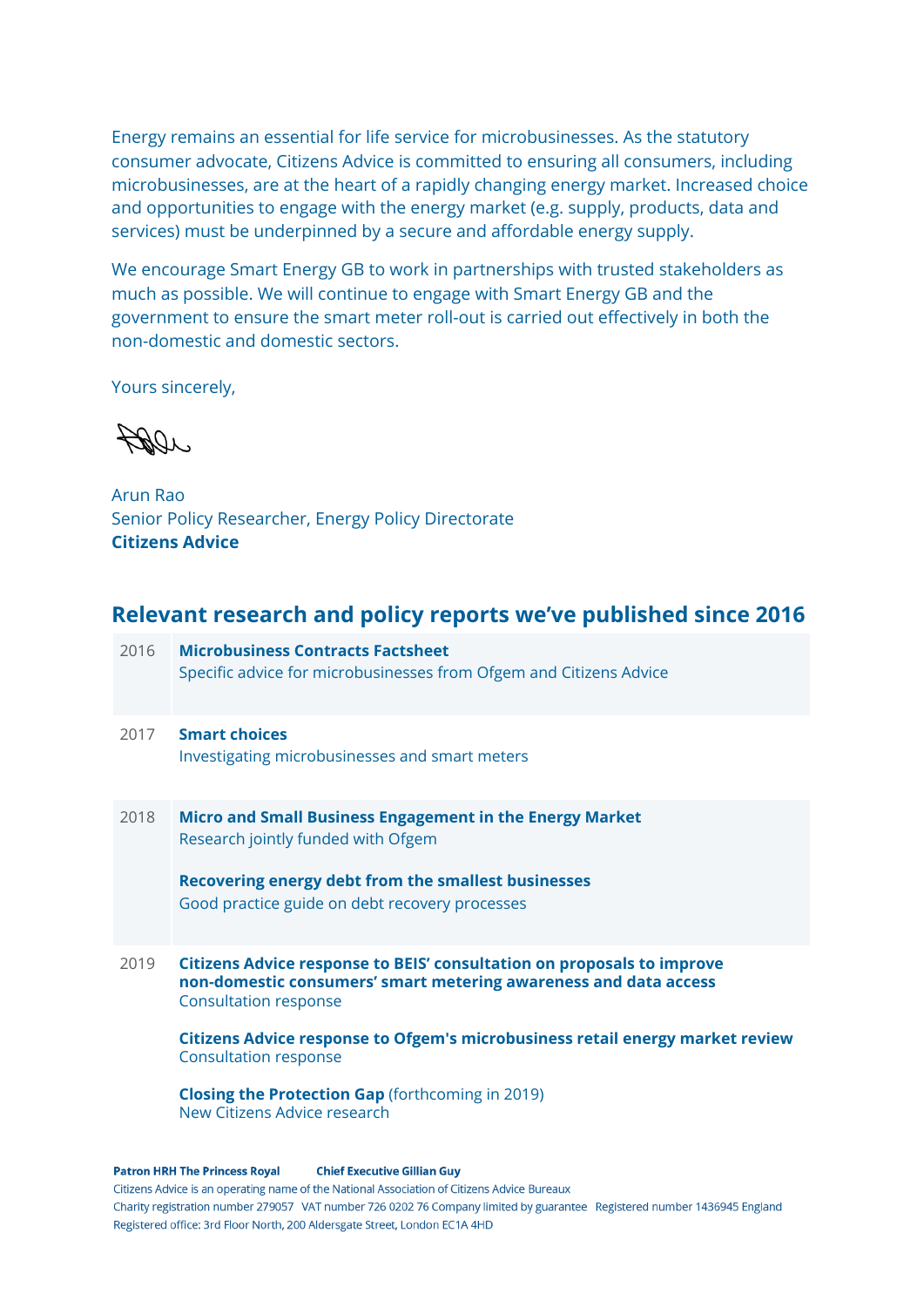Energy remains an essential for life service for microbusinesses. As the statutory consumer advocate, Citizens Advice is committed to ensuring all consumers, including microbusinesses, are at the heart of a rapidly changing energy market. Increased choice and opportunities to engage with the energy market (e.g. supply, products, data and services) must be underpinned by a secure and affordable energy supply.

We encourage Smart Energy GB to work in partnerships with trusted stakeholders as much as possible. We will continue to engage with Smart Energy GB and the government to ensure the smart meter roll-out is carried out effectively in both the non-domestic and domestic sectors.

Yours sincerely,

Arun Rao
Senior Policy Researcher, Energy Policy Directorate
**Citizens Advice**

## Relevant research and policy reports we've published since 2016

| | |
|---|---|
| 2016 | **Microbusiness Contracts Factsheet**<br>Specific advice for microbusinesses from Ofgem and Citizens Advice |
| 2017 | **Smart choices**<br>Investigating microbusinesses and smart meters |
| 2018 | **Micro and Small Business Engagement in the Energy Market**<br>Research jointly funded with Ofgem<br><br>**Recovering energy debt from the smallest businesses**<br>Good practice guide on debt recovery processes |
| 2019 | **Citizens Advice response to BEIS' consultation on proposals to improve non-domestic consumers' smart metering awareness and data access**<br>Consultation response<br><br>**Citizens Advice response to Ofgem's microbusiness retail energy market review**<br>Consultation response<br><br>**Closing the Protection Gap** (forthcoming in 2019)<br>New Citizens Advice research |

**Patron HRH The Princess Royal** **Chief Executive Gillian Guy**
Citizens Advice is an operating name of the National Association of Citizens Advice Bureaux
Charity registration number 279057 VAT number 726 0202 76 Company limited by guarantee Registered number 1436945 England
Registered office: 3rd Floor North, 200 Aldersgate Street, London EC1A 4HD